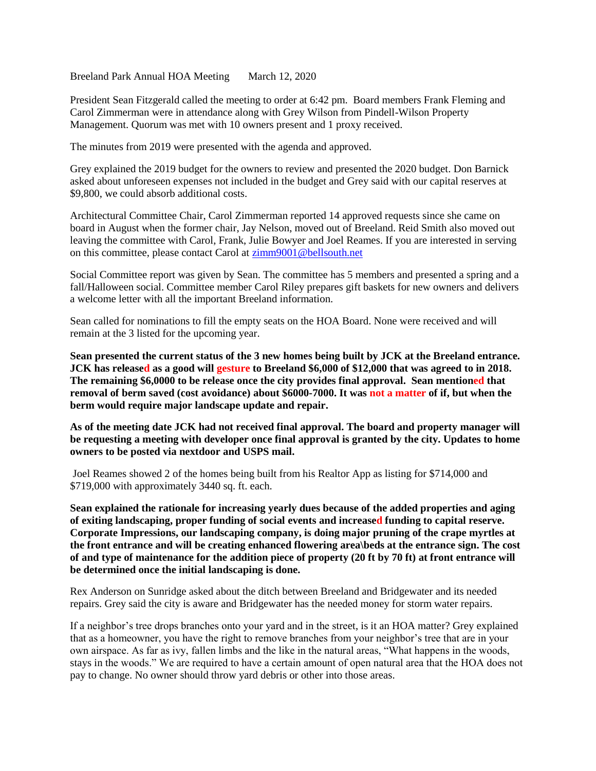Breeland Park Annual HOA Meeting March 12, 2020

President Sean Fitzgerald called the meeting to order at 6:42 pm. Board members Frank Fleming and Carol Zimmerman were in attendance along with Grey Wilson from Pindell-Wilson Property Management. Quorum was met with 10 owners present and 1 proxy received.

The minutes from 2019 were presented with the agenda and approved.

Grey explained the 2019 budget for the owners to review and presented the 2020 budget. Don Barnick asked about unforeseen expenses not included in the budget and Grey said with our capital reserves at $9,800, we could absorb additional costs.

Architectural Committee Chair, Carol Zimmerman reported 14 approved requests since she came on board in August when the former chair, Jay Nelson, moved out of Breeland. Reid Smith also moved out leaving the committee with Carol, Frank, Julie Bowyer and Joel Reames. If you are interested in serving on this committee, please contact Carol at zimm9001@bellsouth.net

Social Committee report was given by Sean. The committee has 5 members and presented a spring and a fall/Halloween social. Committee member Carol Riley prepares gift baskets for new owners and delivers a welcome letter with all the important Breeland information.

Sean called for nominations to fill the empty seats on the HOA Board. None were received and will remain at the 3 listed for the upcoming year.

**Sean presented the current status of the 3 new homes being built by JCK at the Breeland entrance. JCK has released as a good will gesture to Breeland $6,000 of $12,000 that was agreed to in 2018. The remaining $6,0000 to be release once the city provides final approval. Sean mentioned that removal of berm saved (cost avoidance) about $6000-7000. It was not a matter of if, but when the berm would require major landscape update and repair.**

**As of the meeting date JCK had not received final approval. The board and property manager will be requesting a meeting with developer once final approval is granted by the city. Updates to home owners to be posted via nextdoor and USPS mail.**

Joel Reames showed 2 of the homes being built from his Realtor App as listing for $714,000 and $719,000 with approximately 3440 sq. ft. each.

**Sean explained the rationale for increasing yearly dues because of the added properties and aging of exiting landscaping, proper funding of social events and increased funding to capital reserve. Corporate Impressions, our landscaping company, is doing major pruning of the crape myrtles at the front entrance and will be creating enhanced flowering area\beds at the entrance sign. The cost of and type of maintenance for the addition piece of property (20 ft by 70 ft) at front entrance will be determined once the initial landscaping is done.**

Rex Anderson on Sunridge asked about the ditch between Breeland and Bridgewater and its needed repairs. Grey said the city is aware and Bridgewater has the needed money for storm water repairs.

If a neighbor's tree drops branches onto your yard and in the street, is it an HOA matter? Grey explained that as a homeowner, you have the right to remove branches from your neighbor's tree that are in your own airspace. As far as ivy, fallen limbs and the like in the natural areas, "What happens in the woods, stays in the woods." We are required to have a certain amount of open natural area that the HOA does not pay to change. No owner should throw yard debris or other into those areas.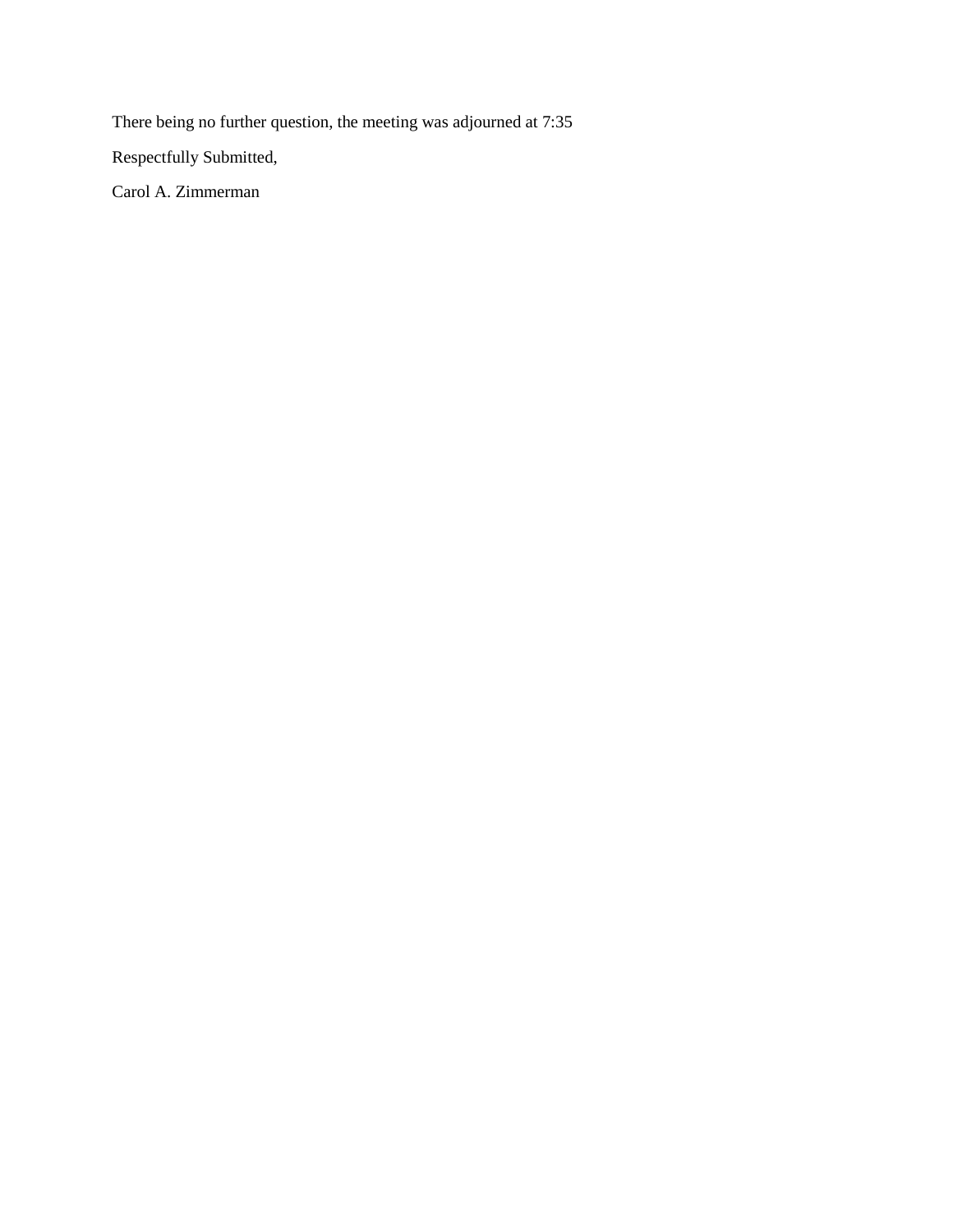There being no further question, the meeting was adjourned at 7:35

Respectfully Submitted,

Carol A. Zimmerman